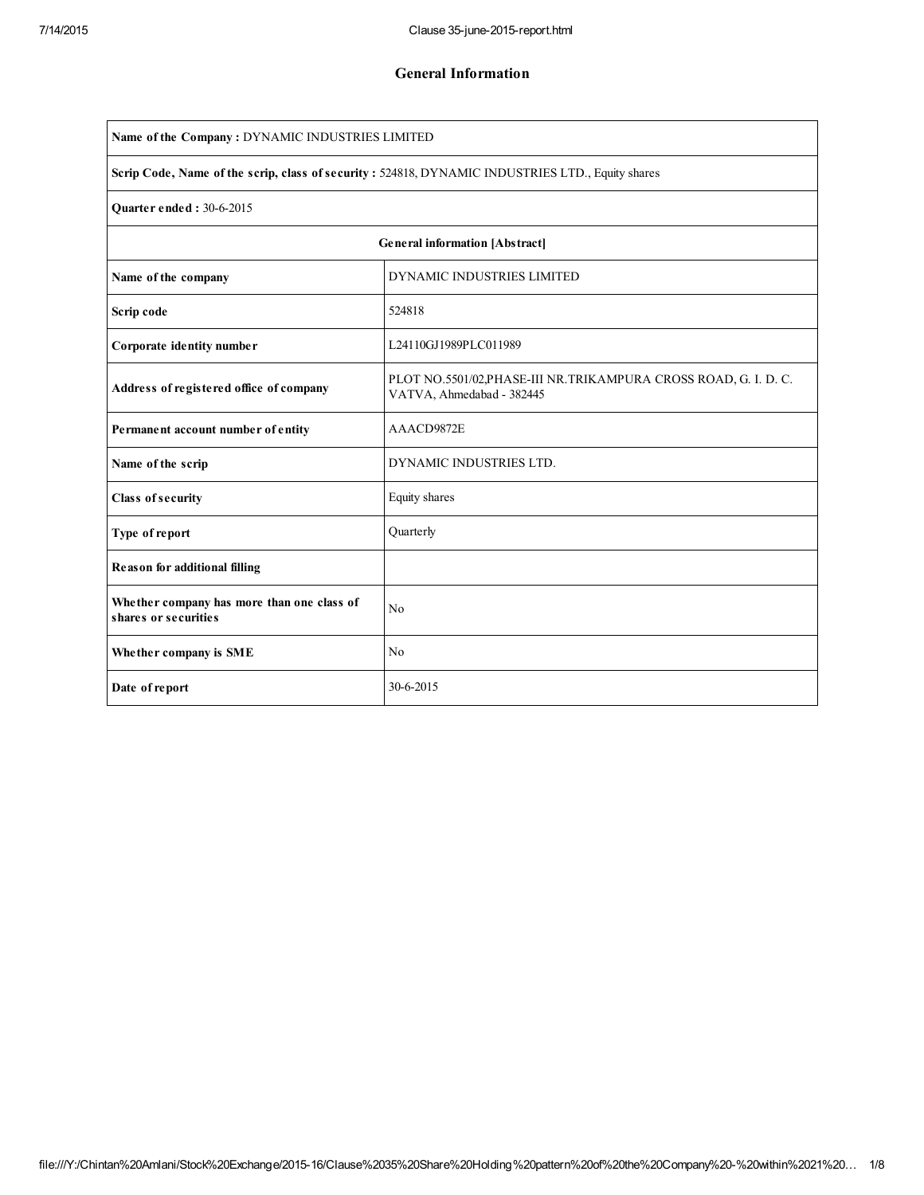# General Information

| **Name of the Company :** DYNAMIC INDUSTRIES LIMITED | |
|---|---|
| **Scrip Code, Name of the scrip, class of security :** 524818, DYNAMIC INDUSTRIES LTD., Equity shares | |
| **Quarter ended :** 30-6-2015 | |
| **General information [Abstract]** | |
| **Name of the company** | DYNAMIC INDUSTRIES LIMITED |
| **Scrip code** | 524818 |
| **Corporate identity number** | L24110GJ1989PLC011989 |
| **Address of registered office of company** | PLOT NO.5501/02,PHASE-III NR.TRIKAMPURA CROSS ROAD, G. I. D. C. VATVA, Ahmedabad - 382445 |
| **Permanent account number of entity** | AAACD9872E |
| **Name of the scrip** | DYNAMIC INDUSTRIES LTD. |
| **Class of security** | Equity shares |
| **Type of report** | Quarterly |
| **Reason for additional filling** | |
| **Whether company has more than one class of shares or securities** | No |
| **Whether company is SME** | No |
| **Date of report** | 30-6-2015 |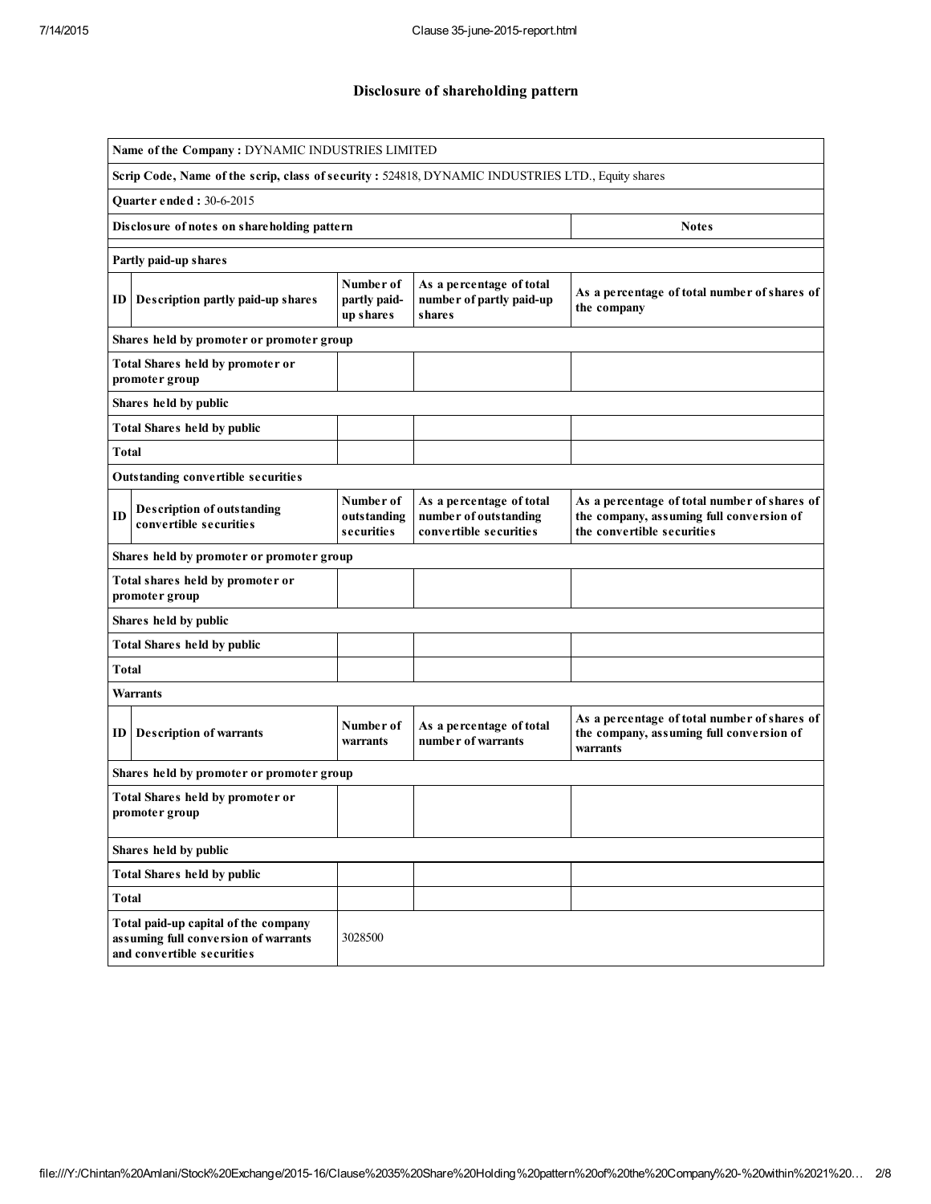# Disclosure of shareholding pattern

| | | | | |
|---|---|---|---|---|
| **Name of the Company :** DYNAMIC INDUSTRIES LIMITED | | | | |
| **Scrip Code, Name of the scrip, class of security :** 524818, DYNAMIC INDUSTRIES LTD., Equity shares | | | | |
| **Quarter ended :** 30-6-2015 | | | | |
| **Disclosure of notes on shareholding pattern** | | | | **Notes** |
| **Partly paid-up shares** | | | | |
| **ID** | **Description partly paid-up shares** | **Number of partly paid-up shares** | **As a percentage of total number of partly paid-up shares** | **As a percentage of total number of shares of the company** |
| **Shares held by promoter or promoter group** | | | | |
| **Total Shares held by promoter or promoter group** | | | | |
| **Shares held by public** | | | | |
| **Total Shares held by public** | | | | |
| **Total** | | | | |
| **Outstanding convertible securities** | | | | |
| **ID** | **Description of outstanding convertible securities** | **Number of outstanding securities** | **As a percentage of total number of outstanding convertible securities** | **As a percentage of total number of shares of the company, assuming full conversion of the convertible securities** |
| **Shares held by promoter or promoter group** | | | | |
| **Total shares held by promoter or promoter group** | | | | |
| **Shares held by public** | | | | |
| **Total Shares held by public** | | | | |
| **Total** | | | | |
| **Warrants** | | | | |
| **ID** | **Description of warrants** | **Number of warrants** | **As a percentage of total number of warrants** | **As a percentage of total number of shares of the company, assuming full conversion of warrants** |
| **Shares held by promoter or promoter group** | | | | |
| **Total Shares held by promoter or promoter group** | | | | |
| **Shares held by public** | | | | |
| **Total Shares held by public** | | | | |
| **Total** | | | | |
| **Total paid-up capital of the company assuming full conversion of warrants and convertible securities** | | 3028500 | | |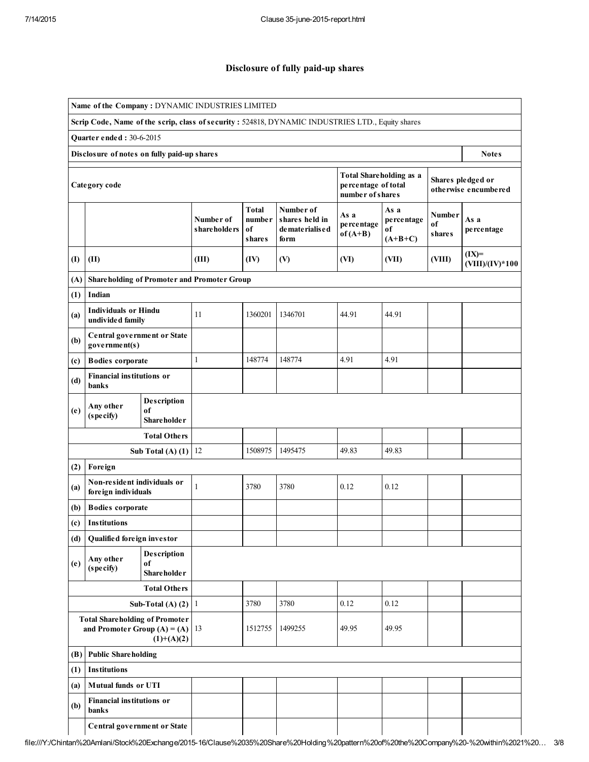## Disclosure of fully paid-up shares

| | | | | | | | | | |
|---|---|---|---|---|---|---|---|---|---|
| **Name of the Company :** DYNAMIC INDUSTRIES LIMITED | | | | | | | | | |
| **Scrip Code, Name of the scrip, class of security :** 524818, DYNAMIC INDUSTRIES LTD., Equity shares | | | | | | | | | |
| **Quarter ended :** 30-6-2015 | | | | | | | | | |
| **Disclosure of notes on fully paid-up shares** | | | | | | | | | **Notes** |
| **Category code** | | | | | | **Total Shareholding as a percentage of total number of shares** | | **Shares pledged or otherwise encumbered** | |
| | | | **Number of shareholders** | **Total number of shares** | **Number of shares held in dematerialised form** | **As a percentage of (A+B)** | **As a percentage of (A+B+C)** | **Number of shares** | **As a percentage** |
| **(I)** | **(II)** | | **(III)** | **(IV)** | **(V)** | **(VI)** | **(VII)** | **(VIII)** | **(IX)= (VIII)/(IV)*100** |
| **(A)** | **Shareholding of Promoter and Promoter Group** | | | | | | | | |
| **(1)** | **Indian** | | | | | | | | |
| **(a)** | **Individuals or Hindu undivided family** | | 11 | 1360201 | 1346701 | 44.91 | 44.91 | | |
| **(b)** | **Central government or State government(s)** | | | | | | | | |
| **(c)** | **Bodies corporate** | | 1 | 148774 | 148774 | 4.91 | 4.91 | | |
| **(d)** | **Financial institutions or banks** | | | | | | | | |
| **(e)** | **Any other (specify)** | **Description of Shareholder** | | | | | | | |
| | | **Total Others** | | | | | | | |
| | | **Sub Total (A) (1)** | 12 | 1508975 | 1495475 | 49.83 | 49.83 | | |
| **(2)** | **Foreign** | | | | | | | | |
| **(a)** | **Non-resident individuals or foreign individuals** | | 1 | 3780 | 3780 | 0.12 | 0.12 | | |
| **(b)** | **Bodies corporate** | | | | | | | | |
| **(c)** | **Institutions** | | | | | | | | |
| **(d)** | **Qualified foreign investor** | | | | | | | | |
| **(e)** | **Any other (specify)** | **Description of Shareholder** | | | | | | | |
| | | **Total Others** | | | | | | | |
| | | **Sub-Total (A) (2)** | 1 | 3780 | 3780 | 0.12 | 0.12 | | |
| | | **Total Shareholding of Promoter and Promoter Group (A) = (A)(1)+(A)(2)** | 13 | 1512755 | 1499255 | 49.95 | 49.95 | | |
| **(B)** | **Public Shareholding** | | | | | | | | |
| **(1)** | **Institutions** | | | | | | | | |
| **(a)** | **Mutual funds or UTI** | | | | | | | | |
| **(b)** | **Financial institutions or banks** | | | | | | | | |
| | **Central government or State** | | | | | | | | |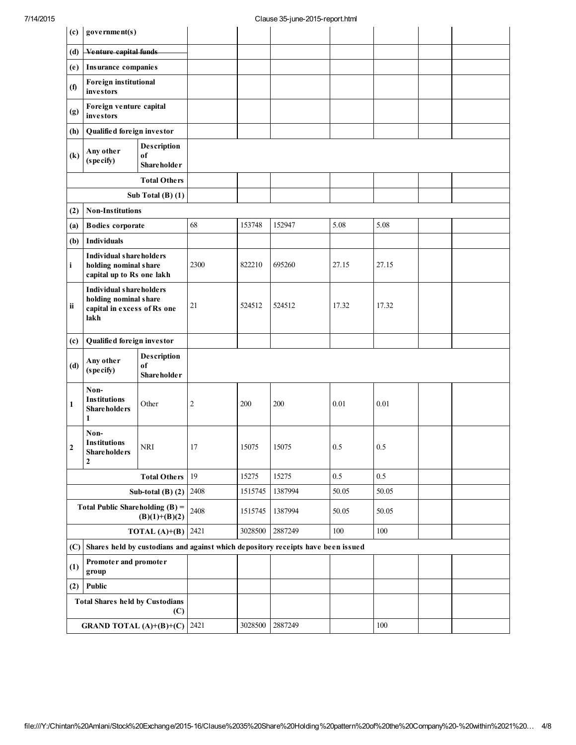| | | | | | | | | | |
|---|---|---|---|---|---|---|---|---|---|
| (c) | government(s) | | | | | | | | |
| (d) | ~~Venture capital funds~~ | | | | | | | | |
| (e) | Insurance companies | | | | | | | | |
| (f) | Foreign institutional investors | | | | | | | | |
| (g) | Foreign venture capital investors | | | | | | | | |
| (h) | Qualified foreign investor | | | | | | | | |
| (k) | Any other (specify) | Description of Shareholder | | | | | | | |
| | | Total Others | | | | | | | |
| | | Sub Total (B) (1) | | | | | | | |
| (2) | Non-Institutions | | | | | | | | |
| (a) | Bodies corporate | | 68 | 153748 | 152947 | 5.08 | 5.08 | | |
| (b) | Individuals | | | | | | | | |
| i | Individual shareholders holding nominal share capital up to Rs one lakh | | 2300 | 822210 | 695260 | 27.15 | 27.15 | | |
| ii | Individual shareholders holding nominal share capital in excess of Rs one lakh | | 21 | 524512 | 524512 | 17.32 | 17.32 | | |
| (c) | Qualified foreign investor | | | | | | | | |
| (d) | Any other (specify) | Description of Shareholder | | | | | | | |
| 1 | Non-Institutions Shareholders 1 | Other | 2 | 200 | 200 | 0.01 | 0.01 | | |
| 2 | Non-Institutions Shareholders 2 | NRI | 17 | 15075 | 15075 | 0.5 | 0.5 | | |
| | | Total Others | 19 | 15275 | 15275 | 0.5 | 0.5 | | |
| | | Sub-total (B) (2) | 2408 | 1515745 | 1387994 | 50.05 | 50.05 | | |
| | | Total Public Shareholding (B) = (B)(1)+(B)(2) | 2408 | 1515745 | 1387994 | 50.05 | 50.05 | | |
| | | TOTAL (A)+(B) | 2421 | 3028500 | 2887249 | 100 | 100 | | |
| (C) | Shares held by custodians and against which depository receipts have been issued | | | | | | | | |
| (1) | Promoter and promoter group | | | | | | | | |
| (2) | Public | | | | | | | | |
| | | Total Shares held by Custodians (C) | | | | | | | |
| | | GRAND TOTAL (A)+(B)+(C) | 2421 | 3028500 | 2887249 | | 100 | | |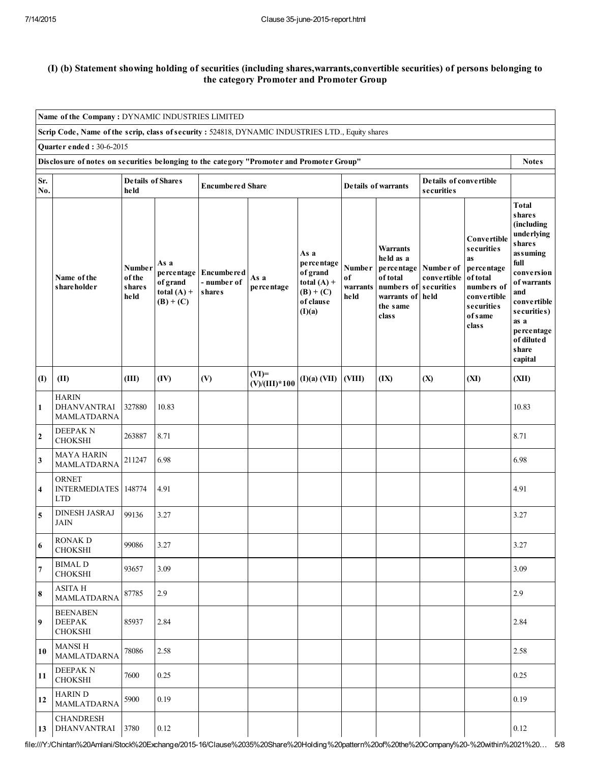## (I) (b) Statement showing holding of securities (including shares,warrants,convertible securities) of persons belonging to the category Promoter and Promoter Group

| Name of the Company : DYNAMIC INDUSTRIES LIMITED | | | | | | | | | | | | |
|---|---|---|---|---|---|---|---|---|---|---|---|---|
| **Scrip Code, Name of the scrip, class of security :** 524818, DYNAMIC INDUSTRIES LTD., Equity shares | | | | | | | | | | | | |
| **Quarter ended :** 30-6-2015 | | | | | | | | | | | | |
| **Disclosure of notes on securities belonging to the category "Promoter and Promoter Group"** | | | | | | | | | | | | **Notes** |
| **Sr. No.** | | **Details of Shares held** | | **Encumbered Share** | | | **Details of warrants** | | **Details of convertible securities** | | | |
| | **Name of the shareholder** | **Number of the shares held** | **As a percentage of grand total (A) + (B) + (C)** | **Encumbered - number of shares** | **As a percentage** | **As a percentage of grand total (A) + (B) + (C) of clause (I)(a)** | **Number of warrants held** | **Warrants held as a percentage of total numbers of warrants of the same class** | **Number of convertible securities held** | **Convertible securities as percentage of total numbers of convertible securities of same class** | | **Total shares (including underlying shares assuming full conversion of warrants and convertible securities) as a percentage of diluted share capital** |
| **(I)** | **(II)** | **(III)** | **(IV)** | **(V)** | **(VI)= (V)/(III)*100** | **(I)(a) (VII)** | **(VIII)** | **(IX)** | **(X)** | **(XI)** | | **(XII)** |
| 1 | HARIN DHANVANTRAI MAMLATDARNA | 327880 | 10.83 | | | | | | | | | 10.83 |
| 2 | DEEPAK N CHOKSHI | 263887 | 8.71 | | | | | | | | | 8.71 |
| 3 | MAYA HARIN MAMLATDARNA | 211247 | 6.98 | | | | | | | | | 6.98 |
| 4 | ORNET INTERMEDIATES LTD | 148774 | 4.91 | | | | | | | | | 4.91 |
| 5 | DINESH JASRAJ JAIN | 99136 | 3.27 | | | | | | | | | 3.27 |
| 6 | RONAK D CHOKSHI | 99086 | 3.27 | | | | | | | | | 3.27 |
| 7 | BIMAL D CHOKSHI | 93657 | 3.09 | | | | | | | | | 3.09 |
| 8 | ASITA H MAMLATDARNA | 87785 | 2.9 | | | | | | | | | 2.9 |
| 9 | BEENABEN DEEPAK CHOKSHI | 85937 | 2.84 | | | | | | | | | 2.84 |
| 10 | MANSI H MAMLATDARNA | 78086 | 2.58 | | | | | | | | | 2.58 |
| 11 | DEEPAK N CHOKSHI | 7600 | 0.25 | | | | | | | | | 0.25 |
| 12 | HARIN D MAMLATDARNA | 5900 | 0.19 | | | | | | | | | 0.19 |
| 13 | CHANDRESH DHANVANTRAI | 3780 | 0.12 | | | | | | | | | 0.12 |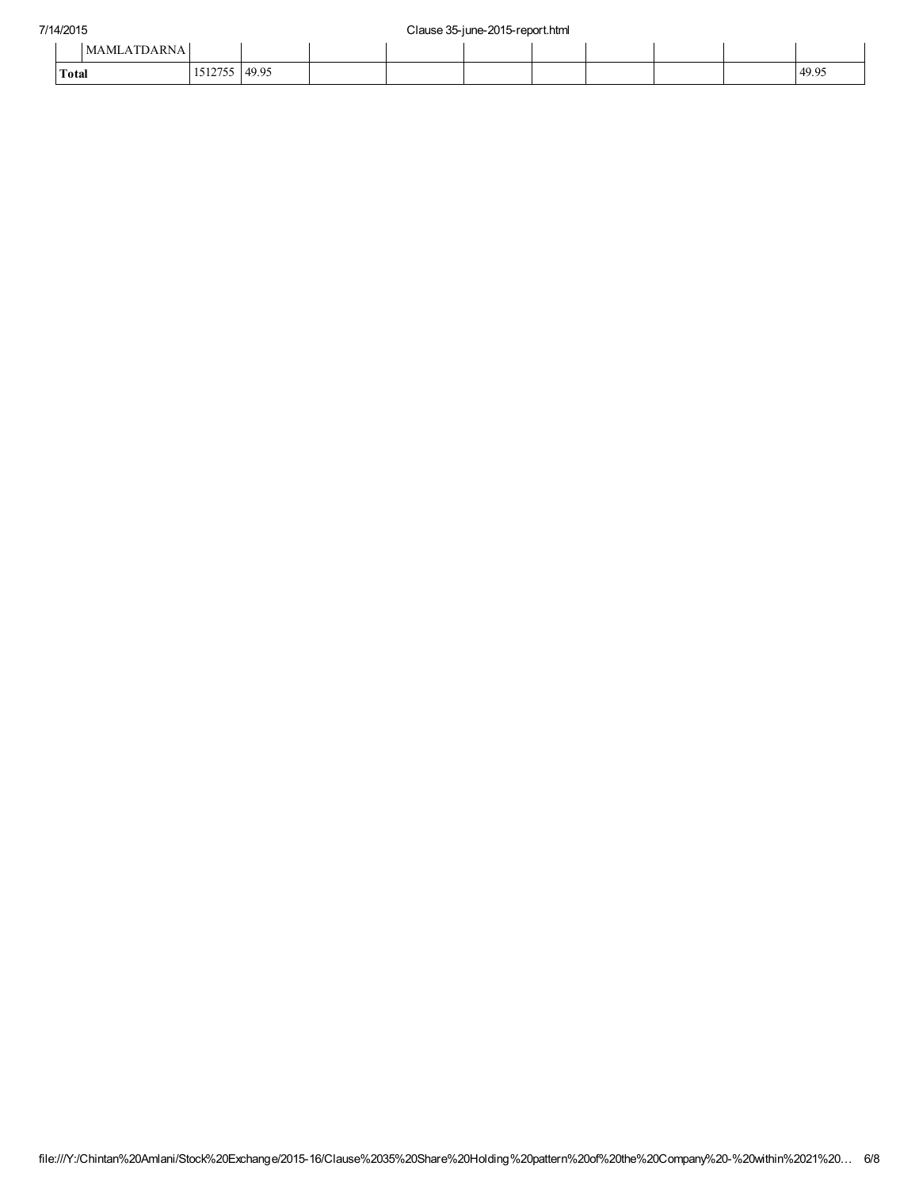| | | | | | | | | | | | |
|---|---|---|---|---|---|---|---|---|---|---|---|
| | MAMLATDARNA | | | | | | | | | | |
| **Total** | | 1512755 | 49.95 | | | | | | | | 49.95 |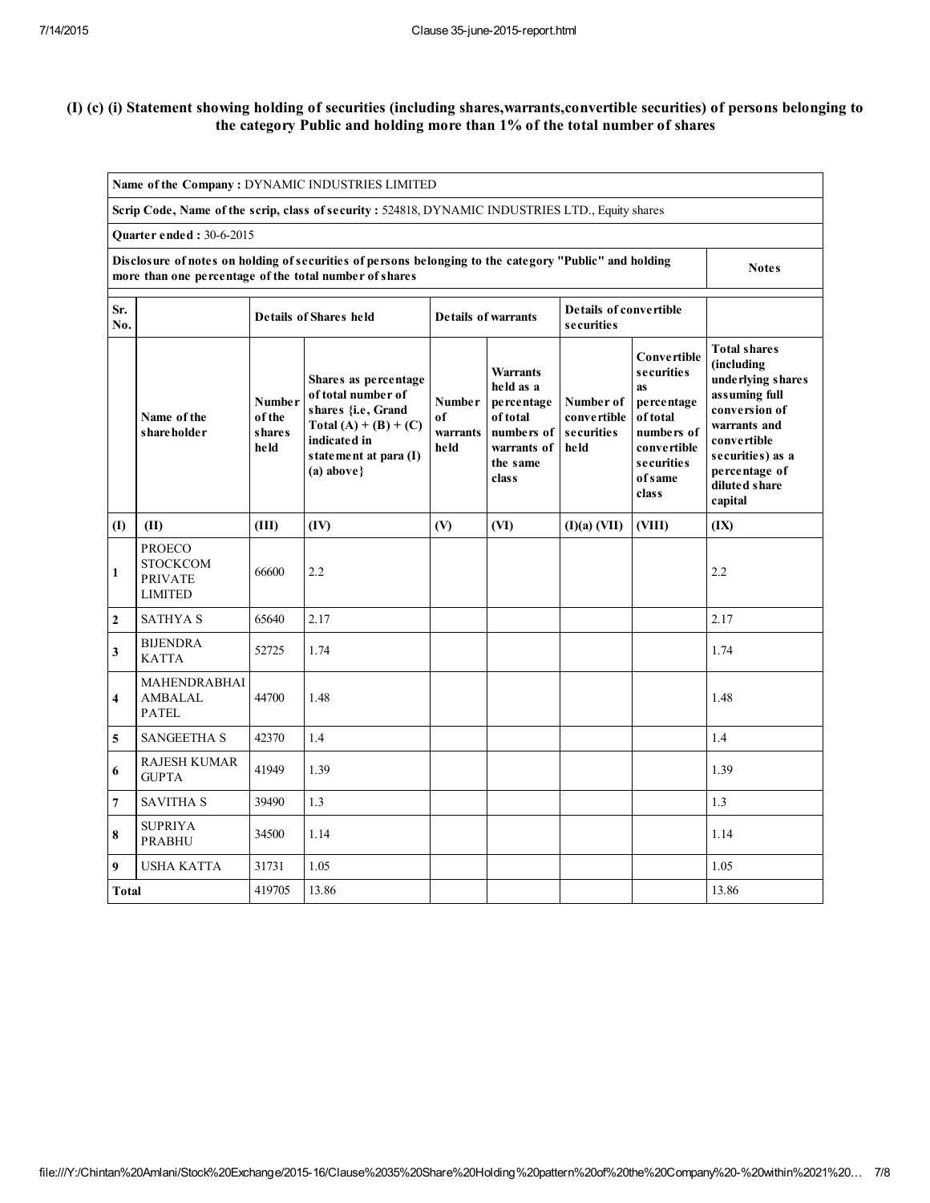## (I) (c) (i) Statement showing holding of securities (including shares,warrants,convertible securities) of persons belonging to the category Public and holding more than 1% of the total number of shares

| | | | | | | | | |
|---|---|---|---|---|---|---|---|---|
| **Name of the Company :** DYNAMIC INDUSTRIES LIMITED | | | | | | | | |
| **Scrip Code, Name of the scrip, class of security :** 524818, DYNAMIC INDUSTRIES LTD., Equity shares | | | | | | | | |
| **Quarter ended :** 30-6-2015 | | | | | | | | |
| **Disclosure of notes on holding of securities of persons belonging to the category "Public" and holding more than one percentage of the total number of shares** | | | | | | | | **Notes** |
| **Sr. No.** | | **Details of Shares held** | | **Details of warrants** | | **Details of convertible securities** | | |
| | **Name of the shareholder** | **Number of the shares held** | **Shares as percentage of total number of shares {i.e, Grand Total (A) + (B) + (C) indicated in statement at para (I) (a) above}** | **Number of warrants held** | **Warrants held as a percentage of total numbers of warrants of the same class** | **Number of convertible securities held** | **Convertible securities as percentage of total numbers of convertible securities of same class** | **Total shares (including underlying shares assuming full conversion of warrants and convertible securities) as a percentage of diluted share capital** |
| **(I)** | **(II)** | **(III)** | **(IV)** | **(V)** | **(VI)** | **(I)(a) (VII)** | **(VIII)** | **(IX)** |
| 1 | PROECO STOCKCOM PRIVATE LIMITED | 66600 | 2.2 | | | | | 2.2 |
| 2 | SATHYA S | 65640 | 2.17 | | | | | 2.17 |
| 3 | BIJENDRA KATTA | 52725 | 1.74 | | | | | 1.74 |
| 4 | MAHENDRABHAI AMBALAL PATEL | 44700 | 1.48 | | | | | 1.48 |
| 5 | SANGEETHA S | 42370 | 1.4 | | | | | 1.4 |
| 6 | RAJESH KUMAR GUPTA | 41949 | 1.39 | | | | | 1.39 |
| 7 | SAVITHA S | 39490 | 1.3 | | | | | 1.3 |
| 8 | SUPRIYA PRABHU | 34500 | 1.14 | | | | | 1.14 |
| 9 | USHA KATTA | 31731 | 1.05 | | | | | 1.05 |
| **Total** | | 419705 | 13.86 | | | | | 13.86 |